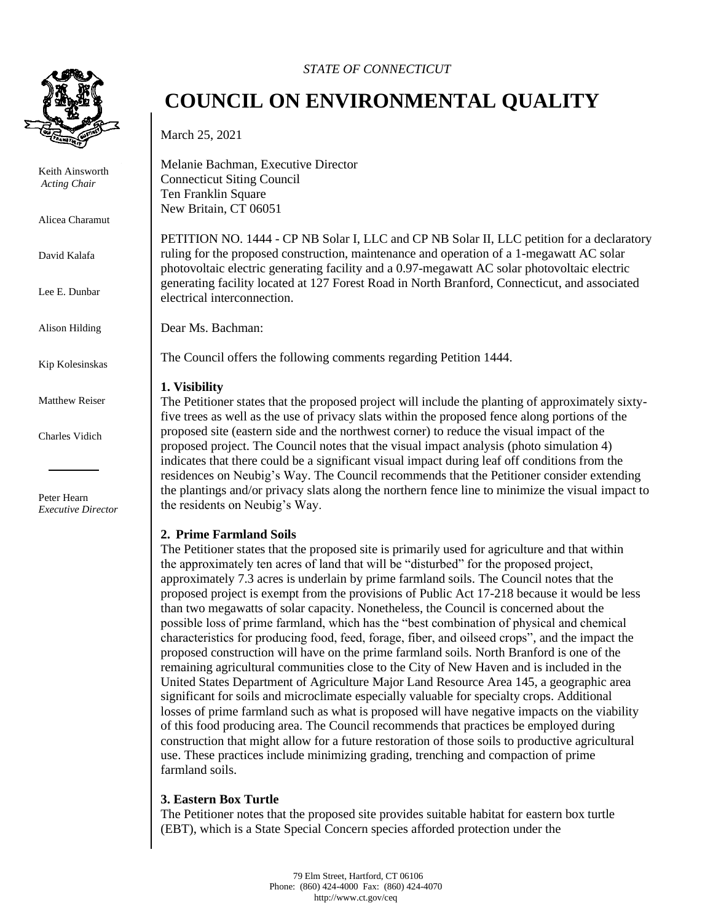*STATE OF CONNECTICUT*

# COUNCIL ON ENVIRONMENTAL QUALITY

Keith Ainsworth
*Acting Chair*

Alicea Charamut

David Kalafa

Lee E. Dunbar

Alison Hilding

Kip Kolesinskas

Matthew Reiser

Charles Vidich

Peter Hearn
*Executive Director*

March 25, 2021

Melanie Bachman, Executive Director
Connecticut Siting Council
Ten Franklin Square
New Britain, CT 06051

PETITION NO. 1444 - CP NB Solar I, LLC and CP NB Solar II, LLC petition for a declaratory ruling for the proposed construction, maintenance and operation of a 1-megawatt AC solar photovoltaic electric generating facility and a 0.97-megawatt AC solar photovoltaic electric generating facility located at 127 Forest Road in North Branford, Connecticut, and associated electrical interconnection.

Dear Ms. Bachman:

The Council offers the following comments regarding Petition 1444.

**1. Visibility**

The Petitioner states that the proposed project will include the planting of approximately sixty-five trees as well as the use of privacy slats within the proposed fence along portions of the proposed site (eastern side and the northwest corner) to reduce the visual impact of the proposed project. The Council notes that the visual impact analysis (photo simulation 4) indicates that there could be a significant visual impact during leaf off conditions from the residences on Neubig's Way. The Council recommends that the Petitioner consider extending the plantings and/or privacy slats along the northern fence line to minimize the visual impact to the residents on Neubig's Way.

**2. Prime Farmland Soils**

The Petitioner states that the proposed site is primarily used for agriculture and that within the approximately ten acres of land that will be "disturbed" for the proposed project, approximately 7.3 acres is underlain by prime farmland soils. The Council notes that the proposed project is exempt from the provisions of Public Act 17-218 because it would be less than two megawatts of solar capacity. Nonetheless, the Council is concerned about the possible loss of prime farmland, which has the "best combination of physical and chemical characteristics for producing food, feed, forage, fiber, and oilseed crops", and the impact the proposed construction will have on the prime farmland soils. North Branford is one of the remaining agricultural communities close to the City of New Haven and is included in the United States Department of Agriculture Major Land Resource Area 145, a geographic area significant for soils and microclimate especially valuable for specialty crops. Additional losses of prime farmland such as what is proposed will have negative impacts on the viability of this food producing area. The Council recommends that practices be employed during construction that might allow for a future restoration of those soils to productive agricultural use. These practices include minimizing grading, trenching and compaction of prime farmland soils.

**3. Eastern Box Turtle**

The Petitioner notes that the proposed site provides suitable habitat for eastern box turtle (EBT), which is a State Special Concern species afforded protection under the

79 Elm Street, Hartford, CT 06106
Phone: (860) 424-4000 Fax: (860) 424-4070
http://www.ct.gov/ceq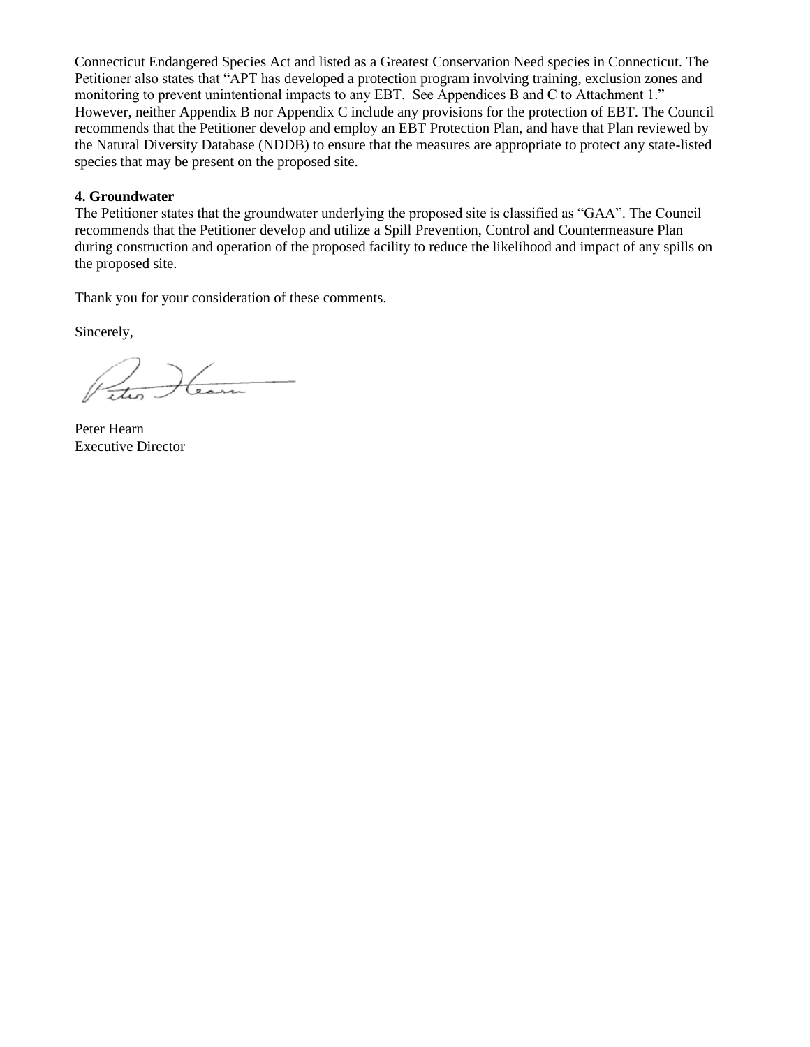Connecticut Endangered Species Act and listed as a Greatest Conservation Need species in Connecticut. The Petitioner also states that "APT has developed a protection program involving training, exclusion zones and monitoring to prevent unintentional impacts to any EBT. See Appendices B and C to Attachment 1." However, neither Appendix B nor Appendix C include any provisions for the protection of EBT. The Council recommends that the Petitioner develop and employ an EBT Protection Plan, and have that Plan reviewed by the Natural Diversity Database (NDDB) to ensure that the measures are appropriate to protect any state-listed species that may be present on the proposed site.

**4. Groundwater**

The Petitioner states that the groundwater underlying the proposed site is classified as "GAA". The Council recommends that the Petitioner develop and utilize a Spill Prevention, Control and Countermeasure Plan during construction and operation of the proposed facility to reduce the likelihood and impact of any spills on the proposed site.

Thank you for your consideration of these comments.

Sincerely,

Peter Hearn
Executive Director